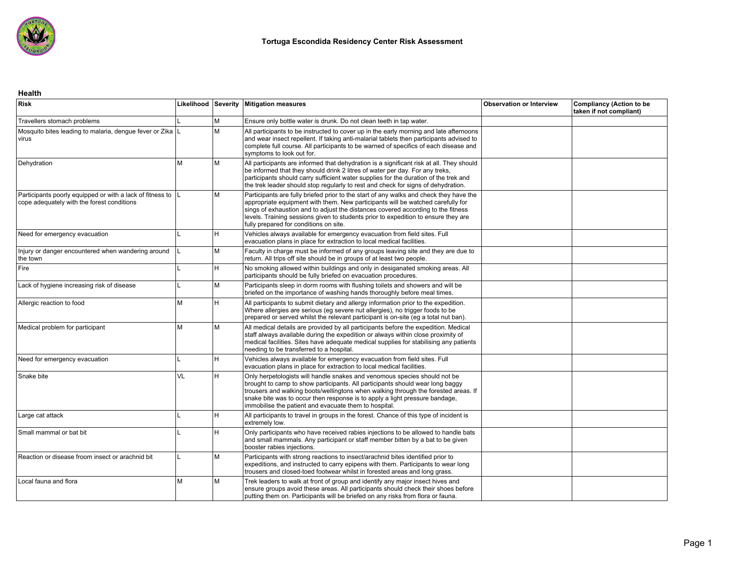# Tortuga Escondida Residency Center Risk Assessment

## Health

| Risk | Likelihood | Severity | Mitigation measures | Observation or Interview | Compliancy (Action to be taken if not compliant) |
|---|---|---|---|---|---|
| Travellers stomach problems | L | M | Ensure only bottle water is drunk. Do not clean teeth in tap water. | | |
| Mosquito bites leading to malaria, dengue fever or Zika virus | L | M | All participants to be instructed to cover up in the early morning and late afternoons and wear insect repellent. If taking anti-malarial tablets then participants advised to complete full course. All participants to be warned of specifics of each disease and symptoms to look out for. | | |
| Dehydration | M | M | All participants are informed that dehydration is a significant risk at all. They should be informed that they should drink 2 litres of water per day. For any treks, participants should carry sufficient water supplies for the duration of the trek and the trek leader should stop regularly to rest and check for signs of dehydration. | | |
| Participants poorly equipped or with a lack of fitness to cope adequately with the forest conditions | L | M | Participants are fully briefed prior to the start of any walks and check they have the appropriate equipment with them. New participants will be watched carefully for sings of exhaustion and to adjust the distances covered according to the fitness levels. Training sessions given to students prior to expedition to ensure they are fully prepared for conditions on site. | | |
| Need for emergency evacuation | L | H | Vehicles always available for emergency evacuation from field sites. Full evacuation plans in place for extraction to local medical facilities. | | |
| Injury or danger encountered when wandering around the town | L | M | Faculty in charge must be informed of any groups leaving site and they are due to return. All trips off site should be in groups of at least two people. | | |
| Fire | L | H | No smoking allowed within buildings and only in desiganated smoking areas. All participants should be fully briefed on evacuation procedures. | | |
| Lack of hygiene increasing risk of disease | L | M | Participants sleep in dorm rooms with flushing toilets and showers and will be briefed on the importance of washing hands thoroughly before meal times. | | |
| Allergic reaction to food | M | H | All participants to submit dietary and allergy information prior to the expedition. Where allergies are serious (eg severe nut allergies), no trigger foods to be prepared or served whilst the relevant participant is on-site (eg a total nut ban). | | |
| Medical problem for participant | M | M | All medical details are provided by all participants before the expedition. Medical staff always available during the expedition or always within close proximity of medical facilities. Sites have adequate medical supplies for stabilising any patients needing to be transferred to a hospital. | | |
| Need for emergency evacuation | L | H | Vehicles always available for emergency evacuation from field sites. Full evacuation plans in place for extraction to local medical facilities. | | |
| Snake bite | VL | H | Only herpetologists will handle snakes and venomous species should not be brought to camp to show participants. All participants should wear long baggy trousers and walking boots/wellingtons when walking through the forested areas. If snake bite was to occur then response is to apply a light pressure bandage, immobilise the patient and evacuate them to hospital. | | |
| Large cat attack | L | H | All participants to travel in groups in the forest. Chance of this type of incident is extremely low. | | |
| Small mammal or bat bit | L | H | Only participants who have received rabies injections to be allowed to handle bats and small mammals. Any participant or staff member bitten by a bat to be given booster rabies injections. | | |
| Reaction or disease froom insect or arachnid bit | L | M | Participants with strong reactions to insect/arachnid bites identified prior to expeditions, and instructed to carry epipens with them. Participants to wear long trousers and closed-toed footwear whilst in forested areas and long grass. | | |
| Local fauna and flora | M | M | Trek leaders to walk at front of group and identify any major insect hives and ensure groups avoid these areas. All participants should check their shoes before putting them on. Participants will be briefed on any risks from flora or fauna. | | |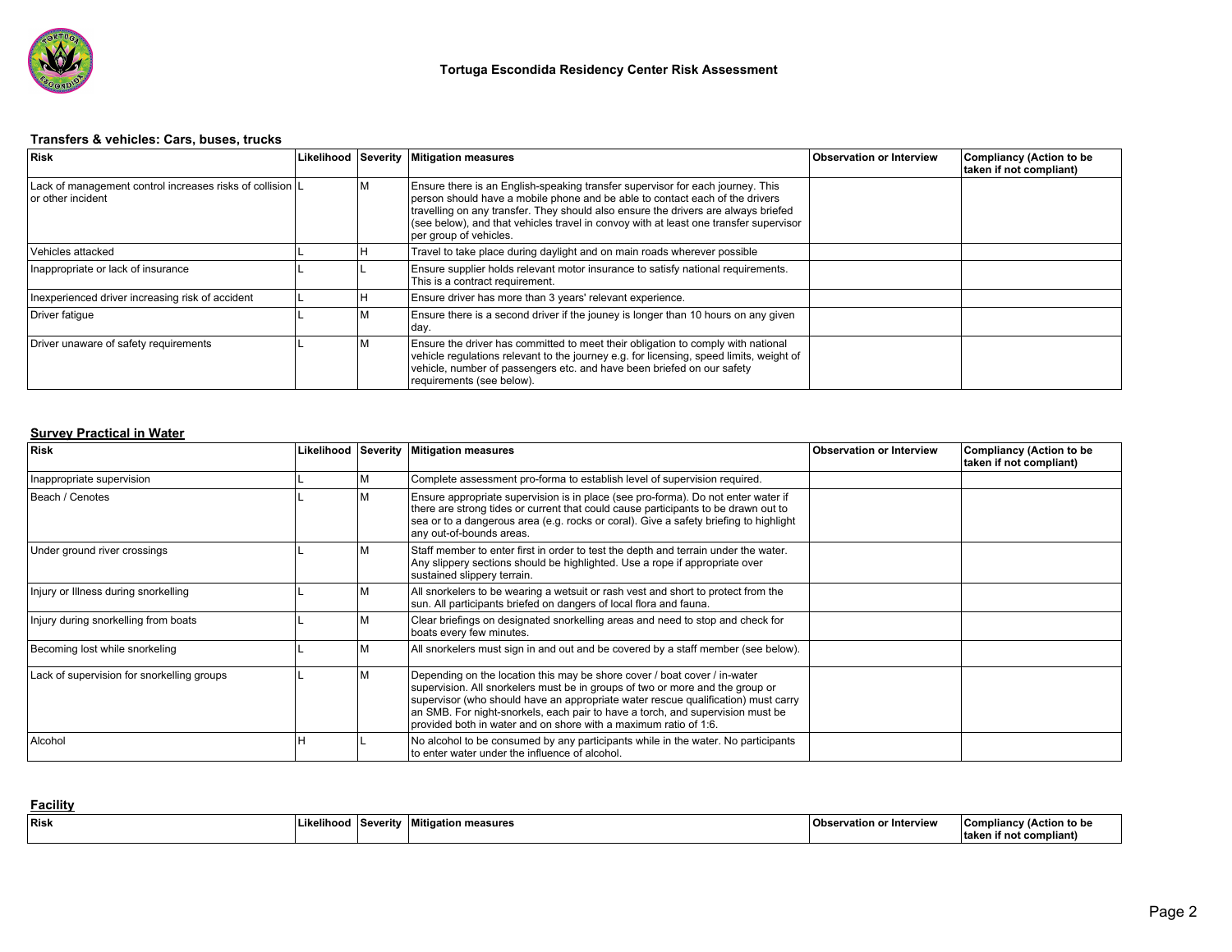# Tortuga Escondida Residency Center Risk Assessment

## Transfers & vehicles: Cars, buses, trucks

| Risk | Likelihood | Severity | Mitigation measures | Observation or Interview | Compliancy (Action to be taken if not compliant) |
|---|---|---|---|---|---|
| Lack of management control increases risks of collision or other incident | L | M | Ensure there is an English-speaking transfer supervisor for each journey. This person should have a mobile phone and be able to contact each of the drivers travelling on any transfer. They should also ensure the drivers are always briefed (see below), and that vehicles travel in convoy with at least one transfer supervisor per group of vehicles. | | |
| Vehicles attacked | L | H | Travel to take place during daylight and on main roads wherever possible | | |
| Inappropriate or lack of insurance | L | L | Ensure supplier holds relevant motor insurance to satisfy national requirements. This is a contract requirement. | | |
| Inexperienced driver increasing risk of accident | L | H | Ensure driver has more than 3 years' relevant experience. | | |
| Driver fatigue | L | M | Ensure there is a second driver if the jouney is longer than 10 hours on any given day. | | |
| Driver unaware of safety requirements | L | M | Ensure the driver has committed to meet their obligation to comply with national vehicle regulations relevant to the journey e.g. for licensing, speed limits, weight of vehicle, number of passengers etc. and have been briefed on our safety requirements (see below). | | |

## Survey Practical in Water

| Risk | Likelihood | Severity | Mitigation measures | Observation or Interview | Compliancy (Action to be taken if not compliant) |
|---|---|---|---|---|---|
| Inappropriate supervision | L | M | Complete assessment pro-forma to establish level of supervision required. | | |
| Beach / Cenotes | L | M | Ensure appropriate supervision is in place (see pro-forma). Do not enter water if there are strong tides or current that could cause participants to be drawn out to sea or to a dangerous area (e.g. rocks or coral). Give a safety briefing to highlight any out-of-bounds areas. | | |
| Under ground river crossings | L | M | Staff member to enter first in order to test the depth and terrain under the water. Any slippery sections should be highlighted. Use a rope if appropriate over sustained slippery terrain. | | |
| Injury or Illness during snorkelling | L | M | All snorkelers to be wearing a wetsuit or rash vest and short to protect from the sun. All participants briefed on dangers of local flora and fauna. | | |
| Injury during snorkelling from boats | L | M | Clear briefings on designated snorkelling areas and need to stop and check for boats every few minutes. | | |
| Becoming lost while snorkeling | L | M | All snorkelers must sign in and out and be covered by a staff member (see below). | | |
| Lack of supervision for snorkelling groups | L | M | Depending on the location this may be shore cover / boat cover / in-water supervision. All snorkelers must be in groups of two or more and the group or supervisor (who should have an appropriate water rescue qualification) must carry an SMB. For night-snorkels, each pair to have a torch, and supervision must be provided both in water and on shore with a maximum ratio of 1:6. | | |
| Alcohol | H | L | No alcohol to be consumed by any participants while in the water. No participants to enter water under the influence of alcohol. | | |

## Facility

| Risk | Likelihood | Severity | Mitigation measures | Observation or Interview | Compliancy (Action to be taken if not compliant) |
|---|---|---|---|---|---|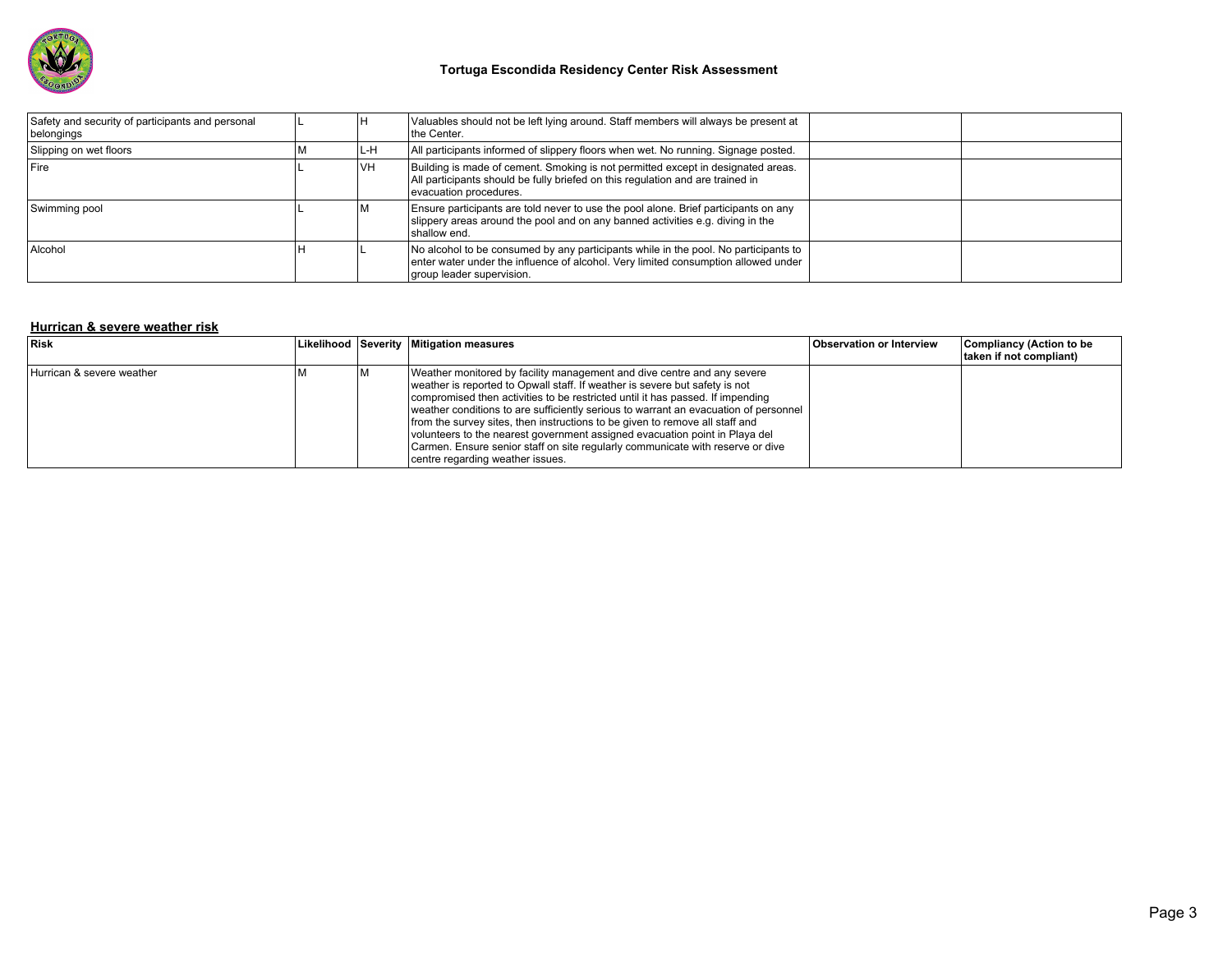# Tortuga Escondida Residency Center Risk Assessment

| | | | | | |
|---|---|---|---|---|---|
| Safety and security of participants and personal belongings | L | H | Valuables should not be left lying around. Staff members will always be present at the Center. | | |
| Slipping on wet floors | M | L-H | All participants informed of slippery floors when wet. No running. Signage posted. | | |
| Fire | L | VH | Building is made of cement. Smoking is not permitted except in designated areas. All participants should be fully briefed on this regulation and are trained in evacuation procedures. | | |
| Swimming pool | L | M | Ensure participants are told never to use the pool alone. Brief participants on any slippery areas around the pool and on any banned activities e.g. diving in the shallow end. | | |
| Alcohol | H | L | No alcohol to be consumed by any participants while in the pool. No participants to enter water under the influence of alcohol. Very limited consumption allowed under group leader supervision. | | |

**Hurrican & severe weather risk**

| Risk | Likelihood | Severity | Mitigation measures | Observation or Interview | Compliancy (Action to be taken if not compliant) |
|---|---|---|---|---|---|
| Hurrican & severe weather | M | M | Weather monitored by facility management and dive centre and any severe weather is reported to Opwall staff. If weather is severe but safety is not compromised then activities to be restricted until it has passed. If impending weather conditions to are sufficiently serious to warrant an evacuation of personnel from the survey sites, then instructions to be given to remove all staff and volunteers to the nearest government assigned evacuation point in Playa del Carmen. Ensure senior staff on site regularly communicate with reserve or dive centre regarding weather issues. | | |